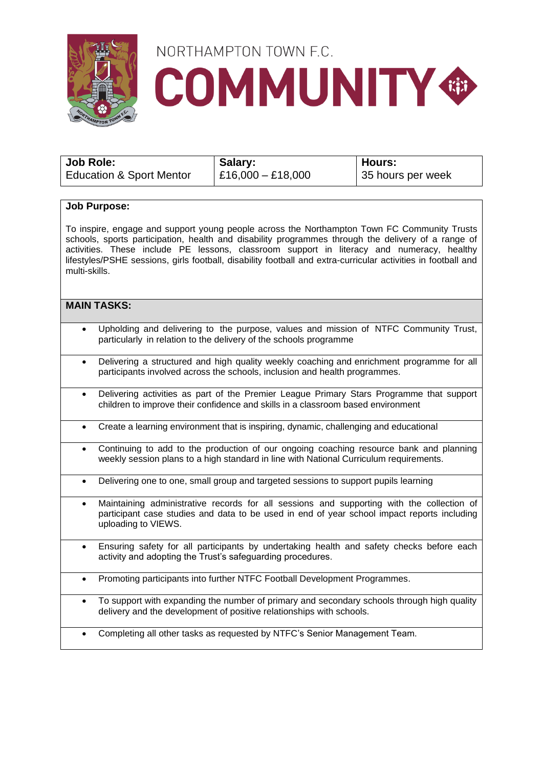# NORTHAMPTON TOWN F.C.
# COMMUNITY

| **Job Role:** | **Salary:** | **Hours:** |
| --- | --- | --- |
| Education & Sport Mentor | £16,000 – £18,000 | 35 hours per week |

**Job Purpose:**

To inspire, engage and support young people across the Northampton Town FC Community Trusts schools, sports participation, health and disability programmes through the delivery of a range of activities. These include PE lessons, classroom support in literacy and numeracy, healthy lifestyles/PSHE sessions, girls football, disability football and extra-curricular activities in football and multi-skills.

**MAIN TASKS:**

- Upholding and delivering to the purpose, values and mission of NTFC Community Trust, particularly in relation to the delivery of the schools programme
- Delivering a structured and high quality weekly coaching and enrichment programme for all participants involved across the schools, inclusion and health programmes.
- Delivering activities as part of the Premier League Primary Stars Programme that support children to improve their confidence and skills in a classroom based environment
- Create a learning environment that is inspiring, dynamic, challenging and educational
- Continuing to add to the production of our ongoing coaching resource bank and planning weekly session plans to a high standard in line with National Curriculum requirements.
- Delivering one to one, small group and targeted sessions to support pupils learning
- Maintaining administrative records for all sessions and supporting with the collection of participant case studies and data to be used in end of year school impact reports including uploading to VIEWS.
- Ensuring safety for all participants by undertaking health and safety checks before each activity and adopting the Trust's safeguarding procedures.
- Promoting participants into further NTFC Football Development Programmes.
- To support with expanding the number of primary and secondary schools through high quality delivery and the development of positive relationships with schools.
- Completing all other tasks as requested by NTFC's Senior Management Team.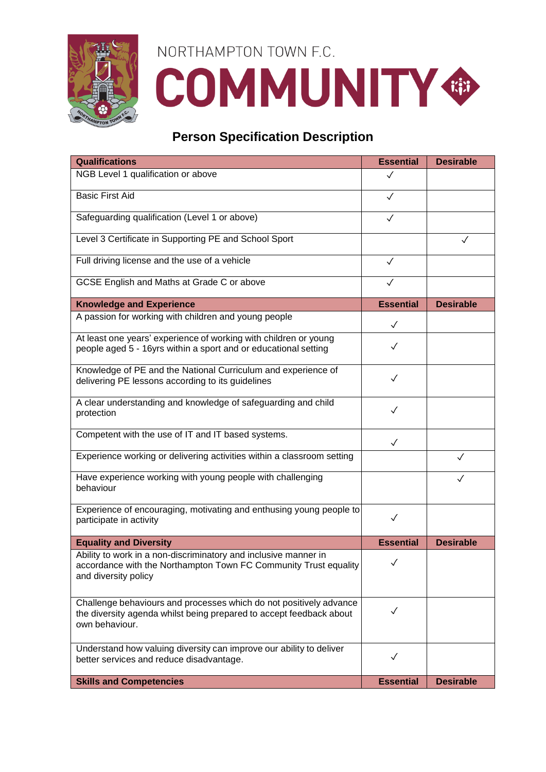NORTHAMPTON TOWN F.C.

# COMMUNITY

## Person Specification Description

| Qualifications | Essential | Desirable |
|---|---|---|
| NGB Level 1 qualification or above | ✓ | |
| Basic First Aid | ✓ | |
| Safeguarding qualification (Level 1 or above) | ✓ | |
| Level 3 Certificate in Supporting PE and School Sport | | ✓ |
| Full driving license and the use of a vehicle | ✓ | |
| GCSE English and Maths at Grade C or above | ✓ | |
| **Knowledge and Experience** | **Essential** | **Desirable** |
| A passion for working with children and young people | ✓ | |
| At least one years' experience of working with children or young people aged 5 - 16yrs within a sport and or educational setting | ✓ | |
| Knowledge of PE and the National Curriculum and experience of delivering PE lessons according to its guidelines | ✓ | |
| A clear understanding and knowledge of safeguarding and child protection | ✓ | |
| Competent with the use of IT and IT based systems. | ✓ | |
| Experience working or delivering activities within a classroom setting | | ✓ |
| Have experience working with young people with challenging behaviour | | ✓ |
| Experience of encouraging, motivating and enthusing young people to participate in activity | ✓ | |
| **Equality and Diversity** | **Essential** | **Desirable** |
| Ability to work in a non-discriminatory and inclusive manner in accordance with the Northampton Town FC Community Trust equality and diversity policy | ✓ | |
| Challenge behaviours and processes which do not positively advance the diversity agenda whilst being prepared to accept feedback about own behaviour. | ✓ | |
| Understand how valuing diversity can improve our ability to deliver better services and reduce disadvantage. | ✓ | |
| **Skills and Competencies** | **Essential** | **Desirable** |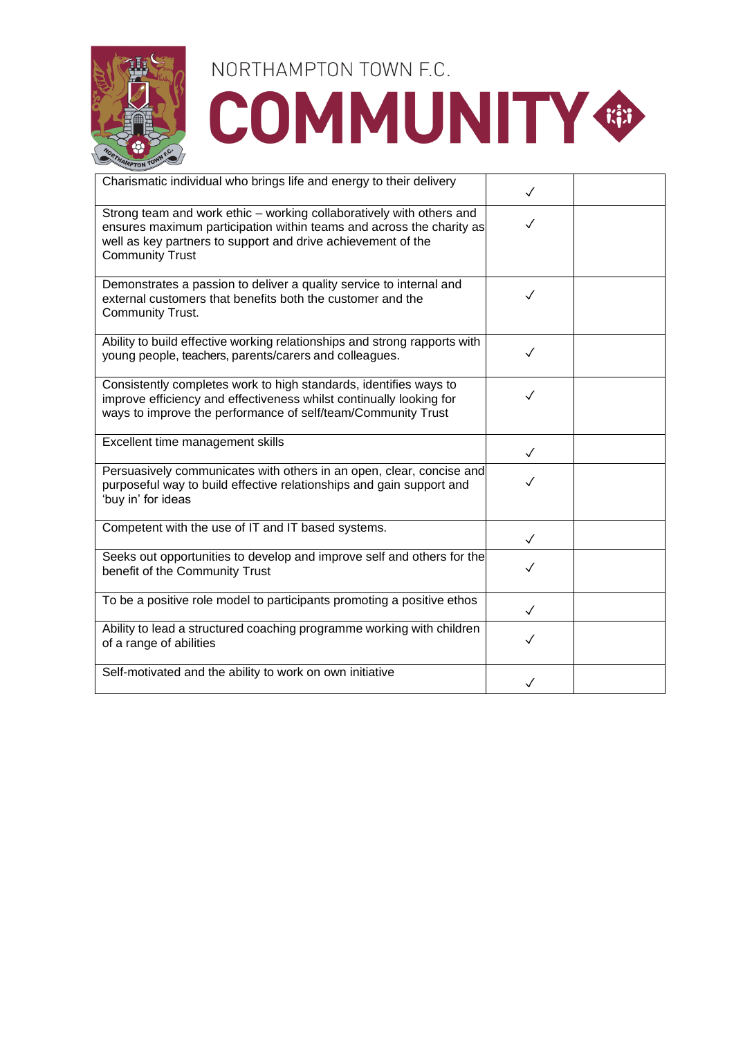| | | |
|---|---|---|
| Charismatic individual who brings life and energy to their delivery | ✓ | |
| Strong team and work ethic – working collaboratively with others and ensures maximum participation within teams and across the charity as well as key partners to support and drive achievement of the Community Trust | ✓ | |
| Demonstrates a passion to deliver a quality service to internal and external customers that benefits both the customer and the Community Trust. | ✓ | |
| Ability to build effective working relationships and strong rapports with young people, teachers, parents/carers and colleagues. | ✓ | |
| Consistently completes work to high standards, identifies ways to improve efficiency and effectiveness whilst continually looking for ways to improve the performance of self/team/Community Trust | ✓ | |
| Excellent time management skills | ✓ | |
| Persuasively communicates with others in an open, clear, concise and purposeful way to build effective relationships and gain support and 'buy in' for ideas | ✓ | |
| Competent with the use of IT and IT based systems. | ✓ | |
| Seeks out opportunities to develop and improve self and others for the benefit of the Community Trust | ✓ | |
| To be a positive role model to participants promoting a positive ethos | ✓ | |
| Ability to lead a structured coaching programme working with children of a range of abilities | ✓ | |
| Self-motivated and the ability to work on own initiative | ✓ | |